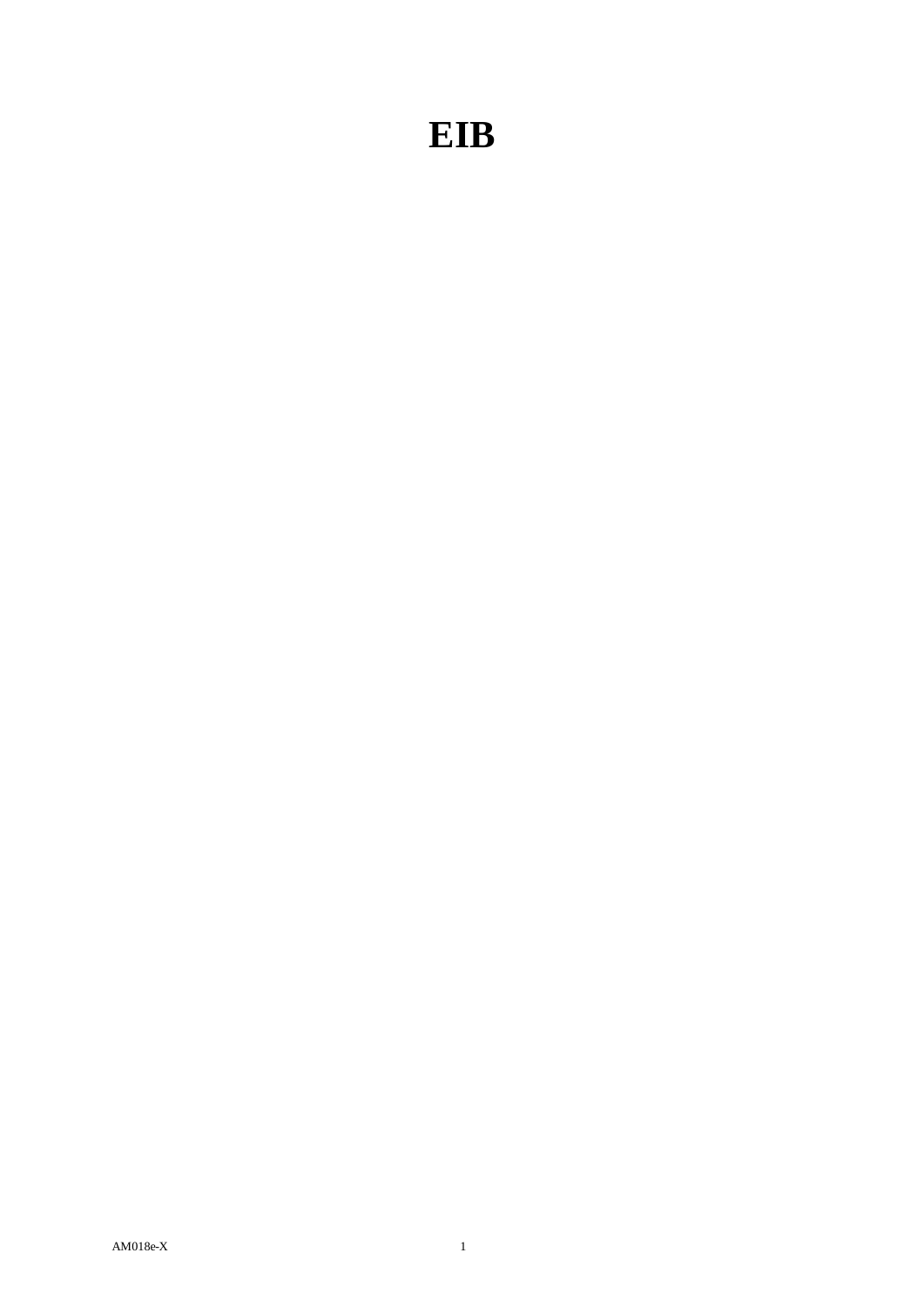# EIB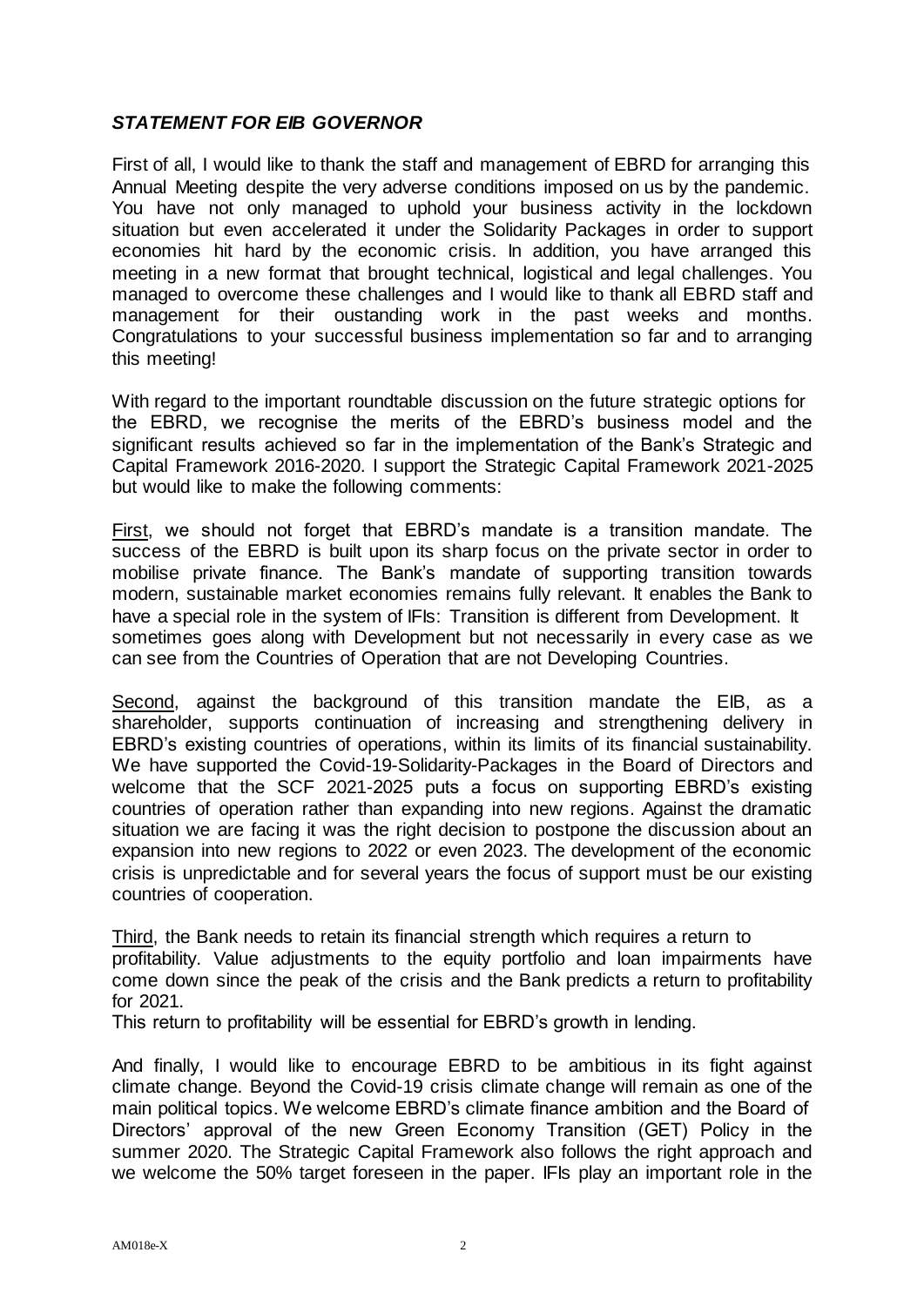## ***STATEMENT FOR EIB GOVERNOR***

First of all, I would like to thank the staff and management of EBRD for arranging this Annual Meeting despite the very adverse conditions imposed on us by the pandemic. You have not only managed to uphold your business activity in the lockdown situation but even accelerated it under the Solidarity Packages in order to support economies hit hard by the economic crisis. In addition, you have arranged this meeting in a new format that brought technical, logistical and legal challenges. You managed to overcome these challenges and I would like to thank all EBRD staff and management for their oustanding work in the past weeks and months. Congratulations to your successful business implementation so far and to arranging this meeting!

With regard to the important roundtable discussion on the future strategic options for the EBRD, we recognise the merits of the EBRD's business model and the significant results achieved so far in the implementation of the Bank's Strategic and Capital Framework 2016-2020. I support the Strategic Capital Framework 2021-2025 but would like to make the following comments:

<u>First</u>, we should not forget that EBRD's mandate is a transition mandate. The success of the EBRD is built upon its sharp focus on the private sector in order to mobilise private finance. The Bank's mandate of supporting transition towards modern, sustainable market economies remains fully relevant. It enables the Bank to have a special role in the system of IFIs: Transition is different from Development. It sometimes goes along with Development but not necessarily in every case as we can see from the Countries of Operation that are not Developing Countries.

<u>Second</u>, against the background of this transition mandate the EIB, as a shareholder, supports continuation of increasing and strengthening delivery in EBRD's existing countries of operations, within its limits of its financial sustainability. We have supported the Covid-19-Solidarity-Packages in the Board of Directors and welcome that the SCF 2021-2025 puts a focus on supporting EBRD's existing countries of operation rather than expanding into new regions. Against the dramatic situation we are facing it was the right decision to postpone the discussion about an expansion into new regions to 2022 or even 2023. The development of the economic crisis is unpredictable and for several years the focus of support must be our existing countries of cooperation.

<u>Third</u>, the Bank needs to retain its financial strength which requires a return to profitability. Value adjustments to the equity portfolio and loan impairments have come down since the peak of the crisis and the Bank predicts a return to profitability for 2021.

This return to profitability will be essential for EBRD's growth in lending.

And finally, I would like to encourage EBRD to be ambitious in its fight against climate change. Beyond the Covid-19 crisis climate change will remain as one of the main political topics. We welcome EBRD's climate finance ambition and the Board of Directors' approval of the new Green Economy Transition (GET) Policy in the summer 2020. The Strategic Capital Framework also follows the right approach and we welcome the 50% target foreseen in the paper. IFIs play an important role in the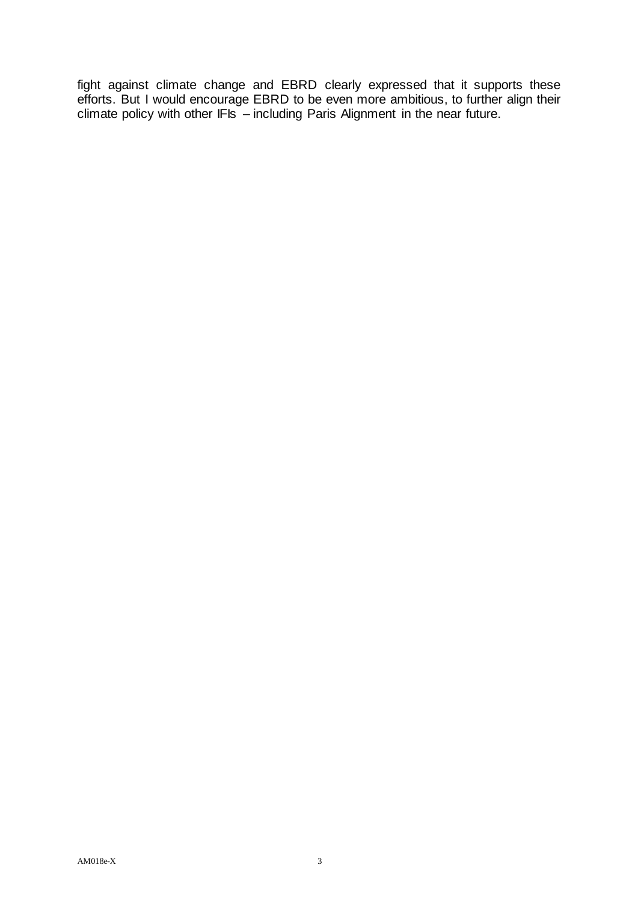fight against climate change and EBRD clearly expressed that it supports these efforts. But I would encourage EBRD to be even more ambitious, to further align their climate policy with other IFIs – including Paris Alignment in the near future.